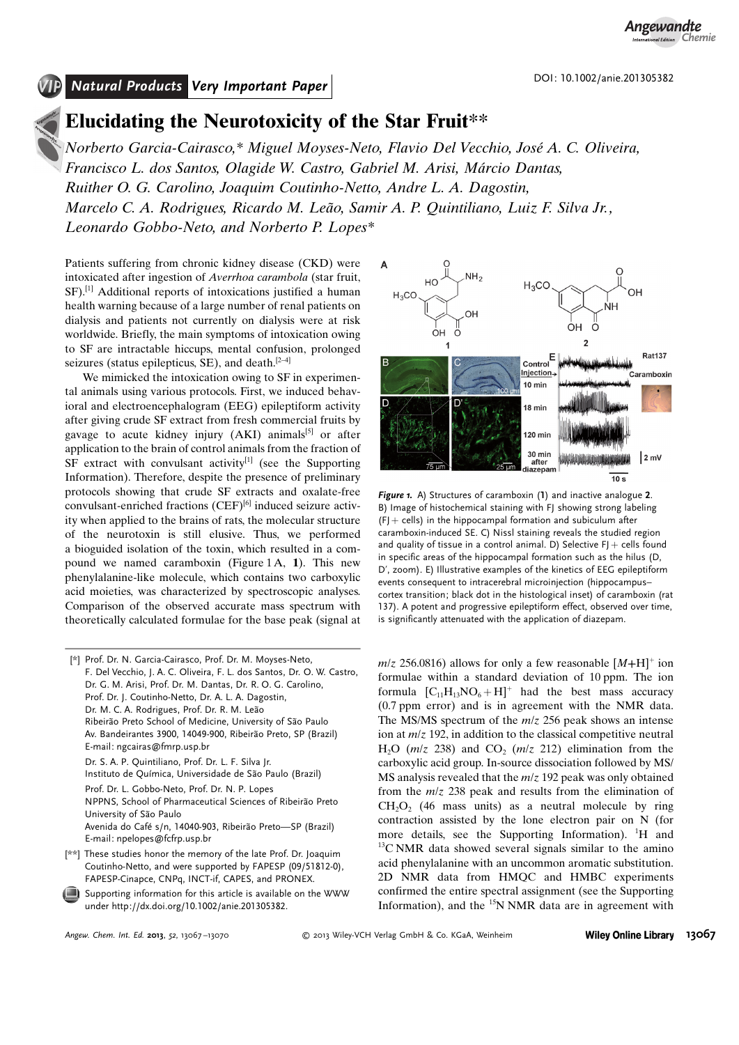Natural Products *Very Important Paper*

# Elucidating the Neurotoxicity of the Star Fruit**

*Norberto Garcia-Cairasco,* Miguel Moyses-Neto, Flavio Del Vecchio, José A. C. Oliveira, Francisco L. dos Santos, Olagide W. Castro, Gabriel M. Arisi, Márcio Dantas, Ruither O. G. Carolino, Joaquim Coutinho-Netto, Andre L. A. Dagostin, Marcelo C. A. Rodrigues, Ricardo M. Leão, Samir A. P. Quintiliano, Luiz F. Silva Jr., Leonardo Gobbo-Neto, and Norberto P. Lopes**

Patients suffering from chronic kidney disease (CKD) were intoxicated after ingestion of *Averrhoa carambola* (star fruit, SF).[1] Additional reports of intoxications justified a human health warning because of a large number of renal patients on dialysis and patients not currently on dialysis were at risk worldwide. Briefly, the main symptoms of intoxication owing to SF are intractable hiccups, mental confusion, prolonged seizures (status epilepticus, SE), and death.[2–4]

We mimicked the intoxication owing to SF in experimental animals using various protocols. First, we induced behavioral and electroencephalogram (EEG) epileptiform activity after giving crude SF extract from fresh commercial fruits by gavage to acute kidney injury (AKI) animals[5] or after application to the brain of control animals from the fraction of SF extract with convulsant activity[1] (see the Supporting Information). Therefore, despite the presence of preliminary protocols showing that crude SF extracts and oxalate-free convulsant-enriched fractions (CEF)[6] induced seizure activity when applied to the brains of rats, the molecular structure of the neurotoxin is still elusive. Thus, we performed a bioguided isolation of the toxin, which resulted in a compound we named caramboxin (Figure 1 A, **1**). This new phenylalanine-like molecule, which contains two carboxylic acid moieties, was characterized by spectroscopic analyses. Comparison of the observed accurate mass spectrum with theoretically calculated formulae for the base peak (signal at $m/z$ 256.0816) allows for only a few reasonable $[M+H]^+$ ion formulae within a standard deviation of 10 ppm. The ion formula $[C_{11}H_{13}NO_6+H]^+$ had the best mass accuracy (0.7 ppm error) and is in agreement with the NMR data. The MS/MS spectrum of the $m/z$ 256 peak shows an intense ion at $m/z$ 192, in addition to the classical competitive neutral $H_2O$ ($m/z$ 238) and $CO_2$ ($m/z$ 212) elimination from the carboxylic acid group. In-source dissociation followed by MS/MS analysis revealed that the $m/z$ 192 peak was only obtained from the $m/z$ 238 peak and results from the elimination of $CH_2O_2$ (46 mass units) as a neutral molecule by ring contraction assisted by the lone electron pair on N (for more details, see the Supporting Information). $^1H$ and $^{13}C$ NMR data showed several signals similar to the amino acid phenylalanine with an uncommon aromatic substitution. 2D NMR data from HMQC and HMBC experiments confirmed the entire spectral assignment (see the Supporting Information), and the $^{15}N$ NMR data are in agreement with

**Figure 1.** A) Structures of caramboxin (**1**) and inactive analogue **2**. B) Image of histochemical staining with FJ showing strong labeling (FJ+ cells) in the hippocampal formation and subiculum after caramboxin-induced SE. C) Nissl staining reveals the studied region and quality of tissue in a control animal. D) Selective FJ+ cells found in specific areas of the hippocampal formation such as the hilus (D, D′, zoom). E) Illustrative examples of the kinetics of EEG epileptiform events consequent to intracerebral microinjection (hippocampus–cortex transition; black dot in the histological inset) of caramboxin (rat 137). A potent and progressive epileptiform effect, observed over time, is significantly attenuated with the application of diazepam.

[*] Prof. Dr. N. Garcia-Cairasco, Prof. Dr. M. Moyses-Neto, F. Del Vecchio, J. A. C. Oliveira, F. L. dos Santos, Dr. O. W. Castro, Dr. G. M. Arisi, Prof. Dr. M. Dantas, Dr. R. O. G. Carolino, Prof. Dr. J. Coutinho-Netto, Dr. A. L. A. Dagostin, Dr. M. C. A. Rodrigues, Prof. Dr. R. M. Leão
Ribeirão Preto School of Medicine, University of São Paulo
Av. Bandeirantes 3900, 14049-900, Ribeirão Preto, SP (Brazil)
E-mail: ngcairas@fmrp.usp.br

Dr. S. A. P. Quintiliano, Prof. Dr. L. F. Silva Jr.
Instituto de Química, Universidade de São Paulo (Brazil)

Prof. Dr. L. Gobbo-Neto, Prof. Dr. N. P. Lopes
NPPNS, School of Pharmaceutical Sciences of Ribeirão Preto
University of São Paulo
Avenida do Café s/n, 14040-903, Ribeirão Preto—SP (Brazil)
E-mail: npelopes@fcfrp.usp.br

[**] These studies honor the memory of the late Prof. Dr. Joaquim Coutinho-Netto, and were supported by FAPESP (09/51812-0), FAPESP-Cinapce, CNPq, INCT-if, CAPES, and PRONEX.

Supporting information for this article is available on the WWW under http://dx.doi.org/10.1002/anie.201305382.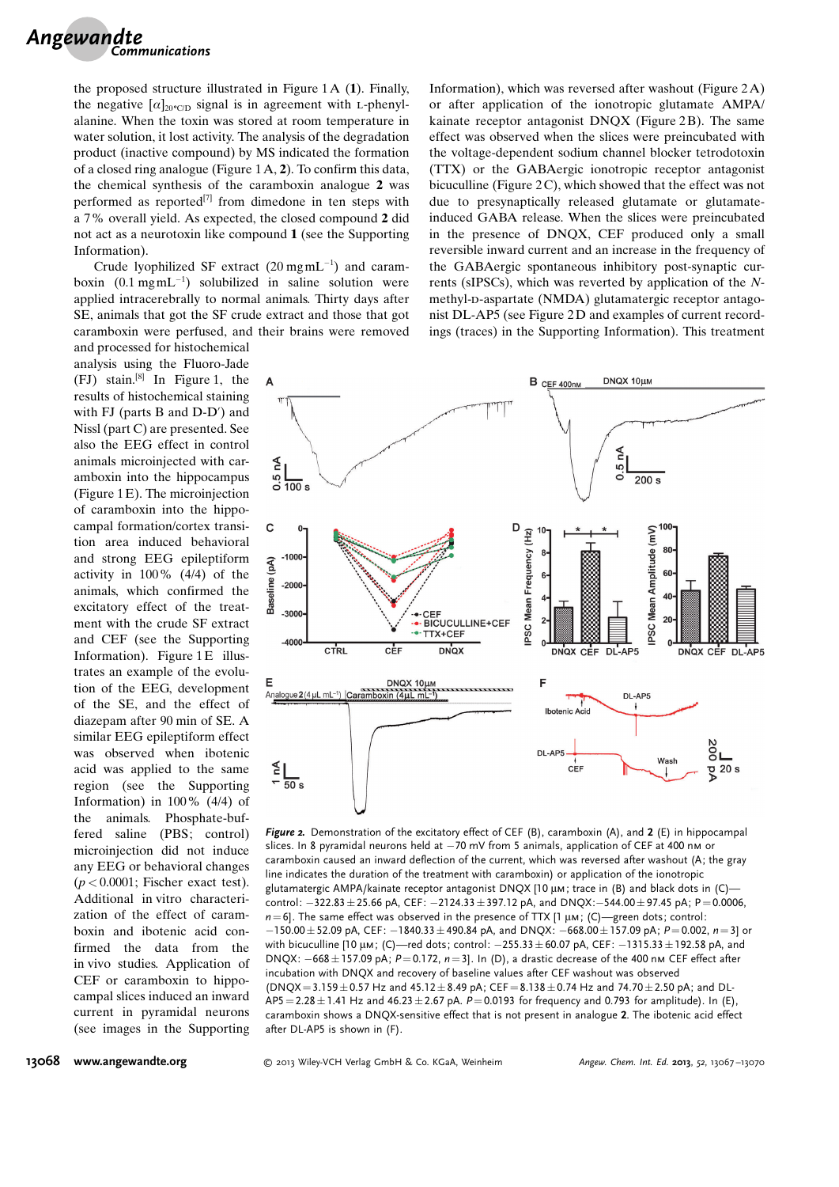the proposed structure illustrated in Figure 1A (**1**). Finally, the negative $[\alpha]_{20°C/D}$ signal is in agreement with L-phenylalanine. When the toxin was stored at room temperature in water solution, it lost activity. The analysis of the degradation product (inactive compound) by MS indicated the formation of a closed ring analogue (Figure 1A, **2**). To confirm this data, the chemical synthesis of the caramboxin analogue **2** was performed as reported[7] from dimedone in ten steps with a 7% overall yield. As expected, the closed compound **2** did not act as a neurotoxin like compound **1** (see the Supporting Information).

Crude lyophilized SF extract ($20\,\text{mg}\,\text{mL}^{-1}$) and caramboxin ($0.1\,\text{mg}\,\text{mL}^{-1}$) solubilized in saline solution were applied intracerebrally to normal animals. Thirty days after SE, animals that got the SF crude extract and those that got caramboxin were perfused, and their brains were removed and processed for histochemical analysis using the Fluoro-Jade (FJ) stain.[8] In Figure 1, the results of histochemical staining with FJ (parts B and D-D′) and Nissl (part C) are presented. See also the EEG effect in control animals microinjected with caramboxin into the hippocampus (Figure 1E). The microinjection of caramboxin into the hippocampal formation/cortex transition area induced behavioral and strong EEG epileptiform activity in 100% (4/4) of the animals, which confirmed the excitatory effect of the treatment with the crude SF extract and CEF (see the Supporting Information). Figure 1E illustrates an example of the evolution of the EEG, development of the SE, and the effect of diazepam after 90 min of SE. A similar EEG epileptiform effect was observed when ibotenic acid was applied to the same region (see the Supporting Information) in 100% (4/4) of the animals. Phosphate-buffered saline (PBS; control) microinjection did not induce any EEG or behavioral changes ($p < 0.0001$; Fischer exact test). Additional in vitro characterization of the effect of caramboxin and ibotenic acid confirmed the data from the in vivo studies. Application of CEF or caramboxin to hippocampal slices induced an inward current in pyramidal neurons (see images in the Supporting Information), which was reversed after washout (Figure 2A) or after application of the ionotropic glutamate AMPA/kainate receptor antagonist DNQX (Figure 2B). The same effect was observed when the slices were preincubated with the voltage-dependent sodium channel blocker tetrodotoxin (TTX) or the GABAergic ionotropic receptor antagonist bicuculline (Figure 2C), which showed that the effect was not due to presynaptically released glutamate or glutamate-induced GABA release. When the slices were preincubated in the presence of DNQX, CEF produced only a small reversible inward current and an increase in the frequency of the GABAergic spontaneous inhibitory post-synaptic currents (sIPSCs), which was reverted by application of the N-methyl-D-aspartate (NMDA) glutamatergic receptor antagonist DL-AP5 (see Figure 2D and examples of current recordings (traces) in the Supporting Information). This treatment

*Figure 2.* Demonstration of the excitatory effect of CEF (B), caramboxin (A), and **2** (E) in hippocampal slices. In 8 pyramidal neurons held at −70 mV from 5 animals, application of CEF at 400 nM or caramboxin caused an inward deflection of the current, which was reversed after washout (A; the gray line indicates the duration of the treatment with caramboxin) or application of the ionotropic glutamate AMPA/kainate receptor antagonist DNQX [10 μM; trace in (B) and black dots in (C)—control: −322.83 ± 25.66 pA, CEF: −2124.33 ± 397.12 pA, and DNQX: −544.00 ± 97.45 pA; P = 0.0006, $n = 6$]. The same effect was observed in the presence of TTX [1 μM; (C)—green dots; control: −150.00 ± 52.09 pA, CEF: −1840.33 ± 490.84 pA, and DNQX: −668.00 ± 157.09 pA; P = 0.002, $n = 3$] or with bicuculline [10 μM; (C)—red dots; control: −255.33 ± 60.07 pA, CEF: −1315.33 ± 192.58 pA, and DNQX: −668 ± 157.09 pA; P = 0.172, $n = 3$]. In (D), a drastic decrease of the 400 nM CEF effect after incubation with DNQX and recovery of baseline values after CEF washout was observed (DNQX = 3.159 ± 0.57 Hz and 45.12 ± 8.49 pA; CEF = 8.138 ± 0.74 Hz and 74.70 ± 2.50 pA; and DL-AP5 = 2.28 ± 1.41 Hz and 46.23 ± 2.67 pA. P = 0.0193 for frequency and 0.793 for amplitude). In (E), caramboxin shows a DNQX-sensitive effect that is not present in analogue **2**. The ibotenic acid effect after DL-AP5 is shown in (F).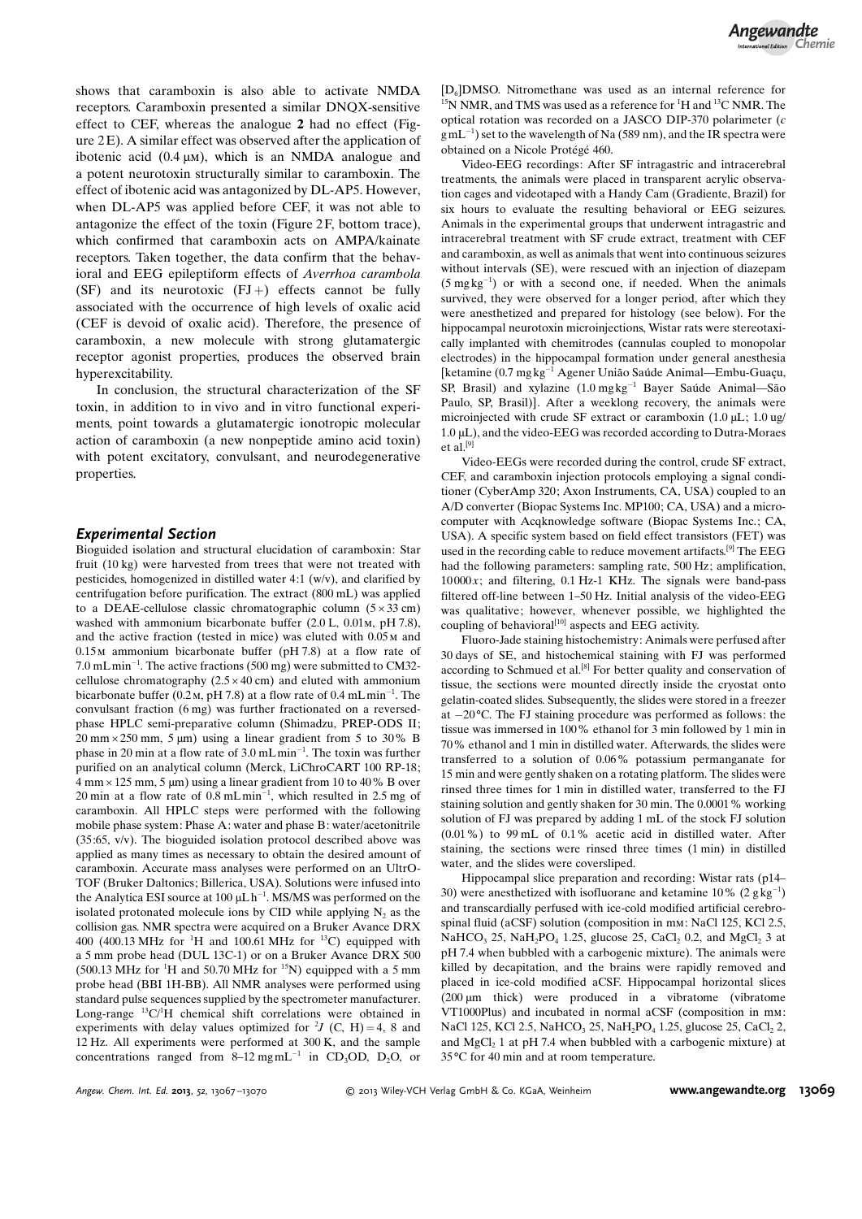shows that caramboxin is also able to activate NMDA receptors. Caramboxin presented a similar DNQX-sensitive effect to CEF, whereas the analogue **2** had no effect (Figure 2E). A similar effect was observed after the application of ibotenic acid (0.4 μM), which is an NMDA analogue and a potent neurotoxin structurally similar to caramboxin. The effect of ibotenic acid was antagonized by DL-AP5. However, when DL-AP5 was applied before CEF, it was not able to antagonize the effect of the toxin (Figure 2F, bottom trace), which confirmed that caramboxin acts on AMPA/kainate receptors. Taken together, the data confirm that the behavioral and EEG epileptiform effects of *Averrhoa carambola* (SF) and its neurotoxic (FJ+) effects cannot be fully associated with the occurrence of high levels of oxalic acid (CEF is devoid of oxalic acid). Therefore, the presence of caramboxin, a new molecule with strong glutamatergic receptor agonist properties, produces the observed brain hyperexcitability.

In conclusion, the structural characterization of the SF toxin, in addition to in vivo and in vitro functional experiments, point towards a glutamatergic ionotropic molecular action of caramboxin (a new nonpeptide amino acid toxin) with potent excitatory, convulsant, and neurodegenerative properties.

## Experimental Section

Bioguided isolation and structural elucidation of caramboxin: Star fruit (10 kg) were harvested from trees that were not treated with pesticides, homogenized in distilled water 4:1 (w/v), and clarified by centrifugation before purification. The extract (800 mL) was applied to a DEAE-cellulose classic chromatographic column ($5\times33$ cm) washed with ammonium bicarbonate buffer (2.0 L, 0.01M, pH 7.8), and the active fraction (tested in mice) was eluted with 0.05M and 0.15M ammonium bicarbonate buffer (pH 7.8) at a flow rate of 7.0 mL min$^{-1}$. The active fractions (500 mg) were submitted to CM32-cellulose chromatography ($2.5\times40$ cm) and eluted with ammonium bicarbonate buffer (0.2M, pH 7.8) at a flow rate of 0.4 mL min$^{-1}$. The convulsant fraction (6 mg) was further fractionated on a reversed-phase HPLC semi-preparative column (Shimadzu, PREP-ODS II; 20 mm $\times$ 250 mm, 5 μm) using a linear gradient from 5 to 30% B phase in 20 min at a flow rate of 3.0 mL min$^{-1}$. The toxin was further purified on an analytical column (Merck, LiChroCART 100 RP-18; 4 mm $\times$ 125 mm, 5 μm) using a linear gradient from 10 to 40% B over 20 min at a flow rate of 0.8 mL min$^{-1}$, which resulted in 2.5 mg of caramboxin. All HPLC steps were performed with the following mobile phase system: Phase A: water and phase B: water/acetonitrile (35:65, v/v). The bioguided isolation protocol described above was applied as many times as necessary to obtain the desired amount of caramboxin. Accurate mass analyses were performed on an UltrO-TOF (Bruker Daltonics; Billerica, USA). Solutions were infused into the Analytica ESI source at 100 μL h$^{-1}$. MS/MS was performed on the isolated protonated molecule ions by CID while applying $N_2$ as the collision gas. NMR spectra were acquired on a Bruker Avance DRX 400 (400.13 MHz for $^1$H and 100.61 MHz for $^{13}$C) equipped with a 5 mm probe head (DUL 13C-1) or on a Bruker Avance DRX 500 (500.13 MHz for $^1$H and 50.70 MHz for $^{15}$N) equipped with a 5 mm probe head (BBI 1H-BB). All NMR analyses were performed using standard pulse sequences supplied by the spectrometer manufacturer. Long-range $^{13}$C/$^1$H chemical shift correlations were obtained in experiments with delay values optimized for $^2J$ (C, H) = 4, 8 and 12 Hz. All experiments were performed at 300 K, and the sample concentrations ranged from 8–12 mg mL$^{-1}$ in $CD_3OD$, $D_2O$, or [D$_6$]DMSO. Nitromethane was used as an internal reference for $^{15}$N NMR, and TMS was used as a reference for $^1$H and $^{13}$C NMR. The optical rotation was recorded on a JASCO DIP-370 polarimeter (*c* g mL$^{-1}$) set to the wavelength of Na (589 nm), and the IR spectra were obtained on a Nicole Protégé 460.

Video-EEG recordings: After SF intragastric and intracerebral treatments, the animals were placed in transparent acrylic observation cages and videotaped with a Handy Cam (Gradiente, Brazil) for six hours to evaluate the resulting behavioral or EEG seizures. Animals in the experimental groups that underwent intragastric and intracerebral treatment with SF crude extract, treatment with CEF and caramboxin, as well as animals that went into continuous seizures without intervals (SE), were rescued with an injection of diazepam (5 mg kg$^{-1}$) or with a second one, if needed. When the animals survived, they were observed for a longer period, after which they were anesthetized and prepared for histology (see below). For the hippocampal neurotoxin microinjections, Wistar rats were stereotaxically implanted with chemitrodes (cannulas coupled to monopolar electrodes) in the hippocampal formation under general anesthesia [ketamine (0.7 mg kg$^{-1}$ Agener União Saúde Animal—Embu-Guaçu, SP, Brasil) and xylazine (1.0 mg kg$^{-1}$ Bayer Saúde Animal—São Paulo, SP, Brasil)]. After a weeklong recovery, the animals were microinjected with crude SF extract or caramboxin (1.0 μL; 1.0 ug/1.0 μL), and the video-EEG was recorded according to Dutra-Moraes et al.[9]

Video-EEGs were recorded during the control, crude SF extract, CEF, and caramboxin injection protocols employing a signal conditioner (CyberAmp 320; Axon Instruments, CA, USA) coupled to an A/D converter (Biopac Systems Inc. MP100; CA, USA) and a microcomputer with Acqknowledge software (Biopac Systems Inc.; CA, USA). A specific system based on field effect transistors (FET) was used in the recording cable to reduce movement artifacts.[9] The EEG had the following parameters: sampling rate, 500 Hz; amplification, 10000*x*; and filtering, 0.1 Hz-1 KHz. The signals were band-pass filtered off-line between 1–50 Hz. Initial analysis of the video-EEG was qualitative; however, whenever possible, we highlighted the coupling of behavioral[10] aspects and EEG activity.

Fluoro-Jade staining histochemistry: Animals were perfused after 30 days of SE, and histochemical staining with FJ was performed according to Schmued et al.[8] For better quality and conservation of tissue, the sections were mounted directly inside the cryostat onto gelatin-coated slides. Subsequently, the slides were stored in a freezer at −20 °C. The FJ staining procedure was performed as follows: the tissue was immersed in 100% ethanol for 3 min followed by 1 min in 70% ethanol and 1 min in distilled water. Afterwards, the slides were transferred to a solution of 0.06% potassium permanganate for 15 min and were gently shaken on a rotating platform. The slides were rinsed three times for 1 min in distilled water, transferred to the FJ staining solution and gently shaken for 30 min. The 0.0001% working solution of FJ was prepared by adding 1 mL of the stock FJ solution (0.01%) to 99 mL of 0.1% acetic acid in distilled water. After staining, the sections were rinsed three times (1 min) in distilled water, and the slides were coverslipped.

Hippocampal slice preparation and recording: Wistar rats (p14–30) were anesthetized with isofluorane and ketamine 10% (2 g kg$^{-1}$) and transcardially perfused with ice-cold modified artificial cerebrospinal fluid (aCSF) solution (composition in mM: NaCl 125, KCl 2.5, $NaHCO_3$ 25, $NaH_2PO_4$ 1.25, glucose 25, $CaCl_2$ 0.2, and $MgCl_2$ 3 at pH 7.4 when bubbled with a carbogenic mixture). The animals were killed by decapitation, and the brains were rapidly removed and placed in ice-cold modified aCSF. Hippocampal horizontal slices (200 μm thick) were produced in a vibratome (vibratome VT1000Plus) and incubated in normal aCSF (composition in mM: NaCl 125, KCl 2.5, $NaHCO_3$ 25, $NaH_2PO_4$ 1.25, glucose 25, $CaCl_2$ 2, and $MgCl_2$ 1 at pH 7.4 when bubbled with a carbogenic mixture) at 35 °C for 40 min and at room temperature.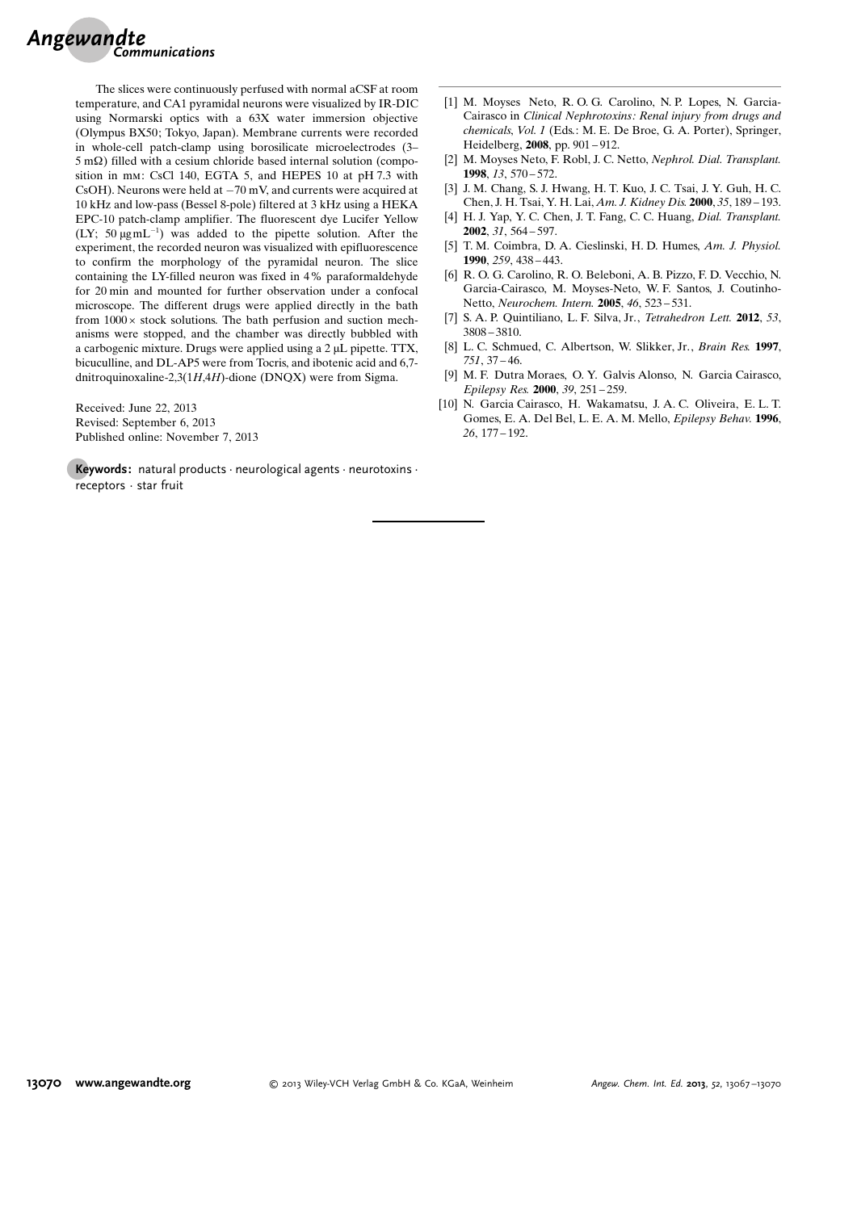The slices were continuously perfused with normal aCSF at room temperature, and CA1 pyramidal neurons were visualized by IR-DIC using Normarski optics with a 63X water immersion objective (Olympus BX50; Tokyo, Japan). Membrane currents were recorded in whole-cell patch-clamp using borosilicate microelectrodes (3–5 MΩ) filled with a cesium chloride based internal solution (composition in mM: CsCl 140, EGTA 5, and HEPES 10 at pH 7.3 with CsOH). Neurons were held at −70 mV, and currents were acquired at 10 kHz and low-pass (Bessel 8-pole) filtered at 3 kHz using a HEKA EPC-10 patch-clamp amplifier. The fluorescent dye Lucifer Yellow (LY; 50 $\mu g mL^{-1}$) was added to the pipette solution. After the experiment, the recorded neuron was visualized with epifluorescence to confirm the morphology of the pyramidal neuron. The slice containing the LY-filled neuron was fixed in 4% paraformaldehyde for 20 min and mounted for further observation under a confocal microscope. The different drugs were applied directly in the bath from 1000× stock solutions. The bath perfusion and suction mechanisms were stopped, and the chamber was directly bubbled with a carbogenic mixture. Drugs were applied using a 2 μL pipette. TTX, bicuculline, and DL-AP5 were from Tocris, and ibotenic acid and 6,7-dnitroquinoxaline-2,3(1*H*,4*H*)-dione (DNQX) were from Sigma.

Received: June 22, 2013
Revised: September 6, 2013
Published online: November 7, 2013

**Keywords:** natural products · neurological agents · neurotoxins · receptors · star fruit

[1] M. Moyses Neto, R. O. G. Carolino, N. P. Lopes, N. Garcia-Cairasco in *Clinical Nephrotoxins: Renal injury from drugs and chemicals*, *Vol. 1* (Eds.: M. E. De Broe, G. A. Porter), Springer, Heidelberg, **2008**, pp. 901–912.

[2] M. Moyses Neto, F. Robl, J. C. Netto, *Nephrol. Dial. Transplant.* **1998**, *13*, 570–572.

[3] J. M. Chang, S. J. Hwang, H. T. Kuo, J. C. Tsai, J. Y. Guh, H. C. Chen, J. H. Tsai, Y. H. Lai, *Am. J. Kidney Dis.* **2000**, *35*, 189–193.

[4] H. J. Yap, Y. C. Chen, J. T. Fang, C. C. Huang, *Dial. Transplant.* **2002**, *31*, 564–597.

[5] T. M. Coimbra, D. A. Cieslinski, H. D. Humes, *Am. J. Physiol.* **1990**, *259*, 438–443.

[6] R. O. G. Carolino, R. O. Beleboni, A. B. Pizzo, F. D. Vecchio, N. Garcia-Cairasco, M. Moyses-Neto, W. F. Santos, J. Coutinho-Netto, *Neurochem. Intern.* **2005**, *46*, 523–531.

[7] S. A. P. Quintiliano, L. F. Silva, Jr., *Tetrahedron Lett.* **2012**, *53*, 3808–3810.

[8] L. C. Schmued, C. Albertson, W. Slikker, Jr., *Brain Res.* **1997**, *751*, 37–46.

[9] M. F. Dutra Moraes, O. Y. Galvis Alonso, N. Garcia Cairasco, *Epilepsy Res.* **2000**, *39*, 251–259.

[10] N. Garcia Cairasco, H. Wakamatsu, J. A. C. Oliveira, E. L. T. Gomes, E. A. Del Bel, L. E. A. M. Mello, *Epilepsy Behav.* **1996**, *26*, 177–192.